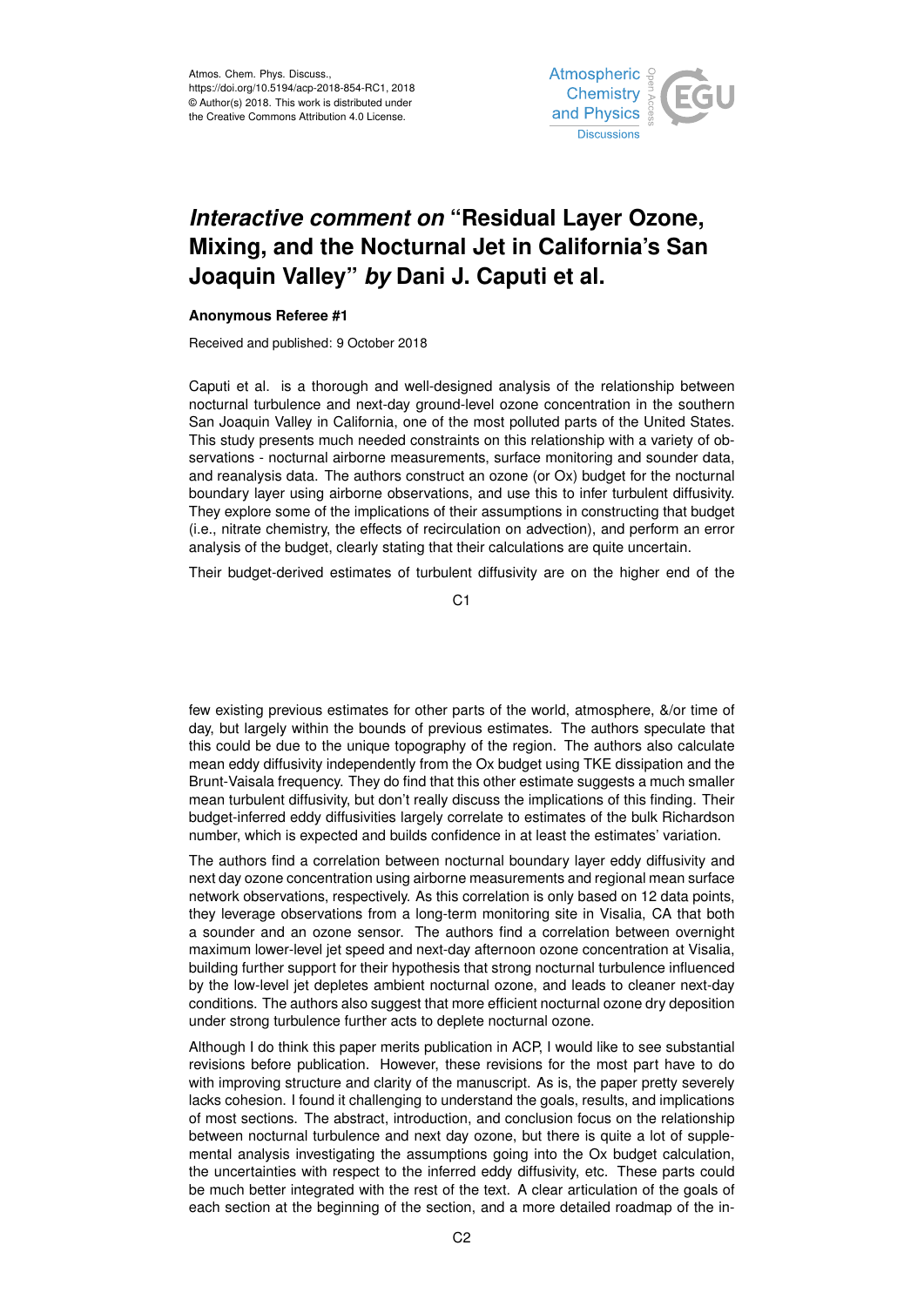Atmos. Chem. Phys. Discuss.,
https://doi.org/10.5194/acp-2018-854-RC1, 2018
© Author(s) 2018. This work is distributed under
the Creative Commons Attribution 4.0 License.

# *Interactive comment on* "Residual Layer Ozone, Mixing, and the Nocturnal Jet in California's San Joaquin Valley" *by* Dani J. Caputi et al.

**Anonymous Referee #1**

Received and published: 9 October 2018

Caputi et al. is a thorough and well-designed analysis of the relationship between nocturnal turbulence and next-day ground-level ozone concentration in the southern San Joaquin Valley in California, one of the most polluted parts of the United States. This study presents much needed constraints on this relationship with a variety of observations - nocturnal airborne measurements, surface monitoring and sounder data, and reanalysis data. The authors construct an ozone (or Ox) budget for the nocturnal boundary layer using airborne observations, and use this to infer turbulent diffusivity. They explore some of the implications of their assumptions in constructing that budget (i.e., nitrate chemistry, the effects of recirculation on advection), and perform an error analysis of the budget, clearly stating that their calculations are quite uncertain.

Their budget-derived estimates of turbulent diffusivity are on the higher end of the few existing previous estimates for other parts of the world, atmosphere, &/or time of day, but largely within the bounds of previous estimates. The authors speculate that this could be due to the unique topography of the region. The authors also calculate mean eddy diffusivity independently from the Ox budget using TKE dissipation and the Brunt-Vaisala frequency. They do find that this other estimate suggests a much smaller mean turbulent diffusivity, but don't really discuss the implications of this finding. Their budget-inferred eddy diffusivities largely correlate to estimates of the bulk Richardson number, which is expected and builds confidence in at least the estimates' variation.

The authors find a correlation between nocturnal boundary layer eddy diffusivity and next day ozone concentration using airborne measurements and regional mean surface network observations, respectively. As this correlation is only based on 12 data points, they leverage observations from a long-term monitoring site in Visalia, CA that both a sounder and an ozone sensor. The authors find a correlation between overnight maximum lower-level jet speed and next-day afternoon ozone concentration at Visalia, building further support for their hypothesis that strong nocturnal turbulence influenced by the low-level jet depletes ambient nocturnal ozone, and leads to cleaner next-day conditions. The authors also suggest that more efficient nocturnal ozone dry deposition under strong turbulence further acts to deplete nocturnal ozone.

Although I do think this paper merits publication in ACP, I would like to see substantial revisions before publication. However, these revisions for the most part have to do with improving structure and clarity of the manuscript. As is, the paper pretty severely lacks cohesion. I found it challenging to understand the goals, results, and implications of most sections. The abstract, introduction, and conclusion focus on the relationship between nocturnal turbulence and next day ozone, but there is quite a lot of supplemental analysis investigating the assumptions going into the Ox budget calculation, the uncertainties with respect to the inferred eddy diffusivity, etc. These parts could be much better integrated with the rest of the text. A clear articulation of the goals of each section at the beginning of the section, and a more detailed roadmap of the in-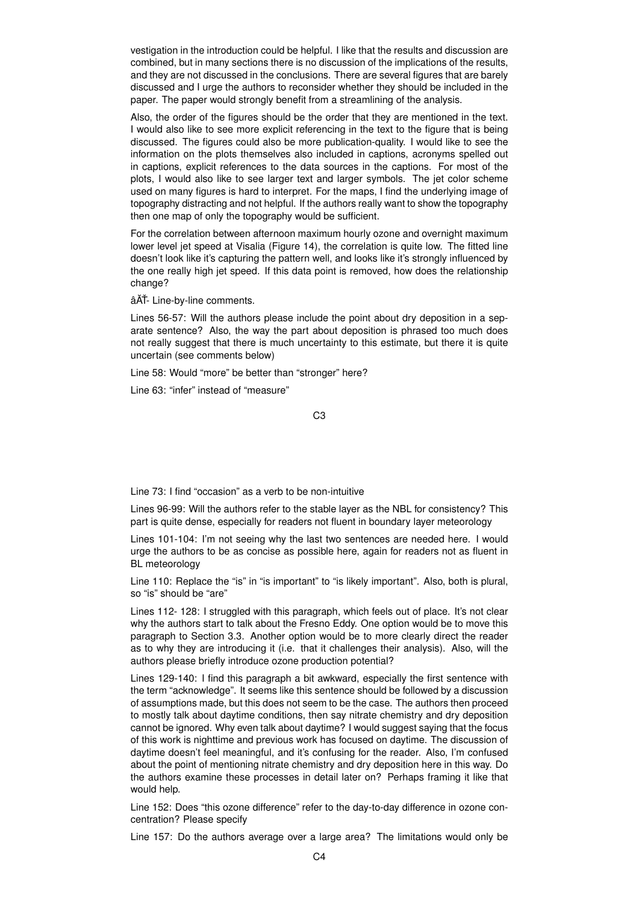vestigation in the introduction could be helpful. I like that the results and discussion are combined, but in many sections there is no discussion of the implications of the results, and they are not discussed in the conclusions. There are several figures that are barely discussed and I urge the authors to reconsider whether they should be included in the paper. The paper would strongly benefit from a streamlining of the analysis.

Also, the order of the figures should be the order that they are mentioned in the text. I would also like to see more explicit referencing in the text to the figure that is being discussed. The figures could also be more publication-quality. I would like to see the information on the plots themselves also included in captions, acronyms spelled out in captions, explicit references to the data sources in the captions. For most of the plots, I would also like to see larger text and larger symbols. The jet color scheme used on many figures is hard to interpret. For the maps, I find the underlying image of topography distracting and not helpful. If the authors really want to show the topography then one map of only the topography would be sufficient.

For the correlation between afternoon maximum hourly ozone and overnight maximum lower level jet speed at Visalia (Figure 14), the correlation is quite low. The fitted line doesn't look like it's capturing the pattern well, and looks like it's strongly influenced by the one really high jet speed. If this data point is removed, how does the relationship change?

âĂŤ- Line-by-line comments.

Lines 56-57: Will the authors please include the point about dry deposition in a separate sentence? Also, the way the part about deposition is phrased too much does not really suggest that there is much uncertainty to this estimate, but there it is quite uncertain (see comments below)

Line 58: Would "more" be better than "stronger" here?

Line 63: "infer" instead of "measure"

Line 73: I find "occasion" as a verb to be non-intuitive

Lines 96-99: Will the authors refer to the stable layer as the NBL for consistency? This part is quite dense, especially for readers not fluent in boundary layer meteorology

Lines 101-104: I'm not seeing why the last two sentences are needed here. I would urge the authors to be as concise as possible here, again for readers not as fluent in BL meteorology

Line 110: Replace the "is" in "is important" to "is likely important". Also, both is plural, so "is" should be "are"

Lines 112- 128: I struggled with this paragraph, which feels out of place. It's not clear why the authors start to talk about the Fresno Eddy. One option would be to move this paragraph to Section 3.3. Another option would be to more clearly direct the reader as to why they are introducing it (i.e. that it challenges their analysis). Also, will the authors please briefly introduce ozone production potential?

Lines 129-140: I find this paragraph a bit awkward, especially the first sentence with the term "acknowledge". It seems like this sentence should be followed by a discussion of assumptions made, but this does not seem to be the case. The authors then proceed to mostly talk about daytime conditions, then say nitrate chemistry and dry deposition cannot be ignored. Why even talk about daytime? I would suggest saying that the focus of this work is nighttime and previous work has focused on daytime. The discussion of daytime doesn't feel meaningful, and it's confusing for the reader. Also, I'm confused about the point of mentioning nitrate chemistry and dry deposition here in this way. Do the authors examine these processes in detail later on? Perhaps framing it like that would help.

Line 152: Does "this ozone difference" refer to the day-to-day difference in ozone concentration? Please specify

Line 157: Do the authors average over a large area? The limitations would only be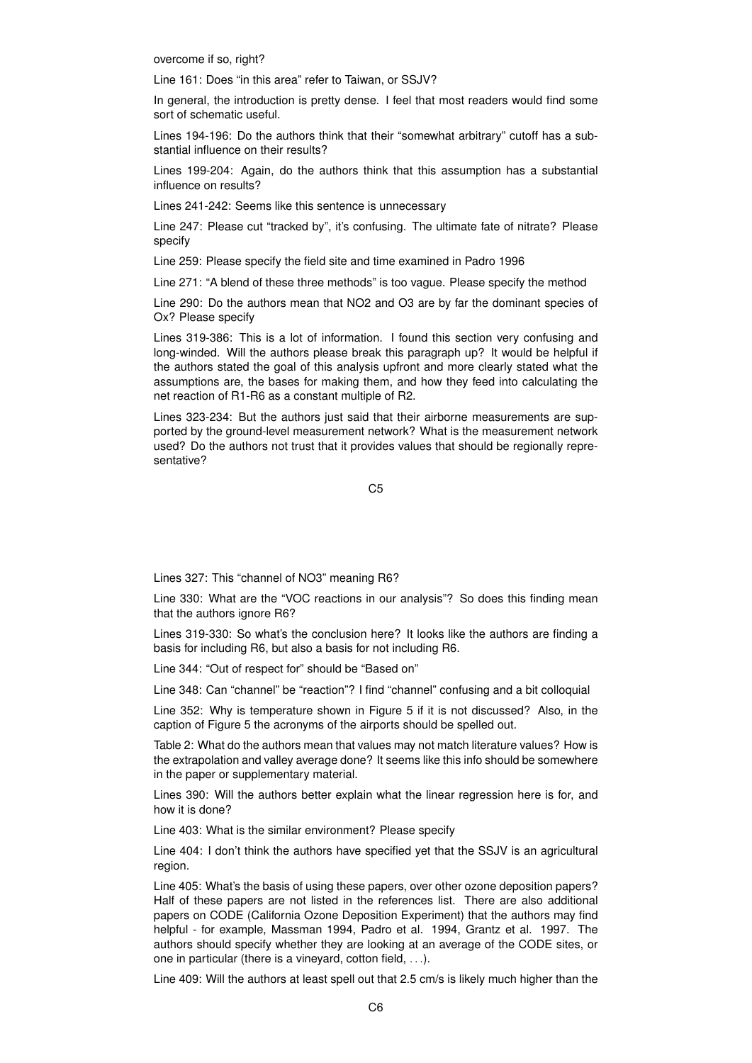overcome if so, right?

Line 161: Does "in this area" refer to Taiwan, or SSJV?

In general, the introduction is pretty dense. I feel that most readers would find some sort of schematic useful.

Lines 194-196: Do the authors think that their "somewhat arbitrary" cutoff has a substantial influence on their results?

Lines 199-204: Again, do the authors think that this assumption has a substantial influence on results?

Lines 241-242: Seems like this sentence is unnecessary

Line 247: Please cut "tracked by", it's confusing. The ultimate fate of nitrate? Please specify

Line 259: Please specify the field site and time examined in Padro 1996

Line 271: "A blend of these three methods" is too vague. Please specify the method

Line 290: Do the authors mean that NO2 and O3 are by far the dominant species of Ox? Please specify

Lines 319-386: This is a lot of information. I found this section very confusing and long-winded. Will the authors please break this paragraph up? It would be helpful if the authors stated the goal of this analysis upfront and more clearly stated what the assumptions are, the bases for making them, and how they feed into calculating the net reaction of R1-R6 as a constant multiple of R2.

Lines 323-234: But the authors just said that their airborne measurements are supported by the ground-level measurement network? What is the measurement network used? Do the authors not trust that it provides values that should be regionally representative?

Lines 327: This "channel of NO3" meaning R6?

Line 330: What are the "VOC reactions in our analysis"? So does this finding mean that the authors ignore R6?

Lines 319-330: So what's the conclusion here? It looks like the authors are finding a basis for including R6, but also a basis for not including R6.

Line 344: "Out of respect for" should be "Based on"

Line 348: Can "channel" be "reaction"? I find "channel" confusing and a bit colloquial

Line 352: Why is temperature shown in Figure 5 if it is not discussed? Also, in the caption of Figure 5 the acronyms of the airports should be spelled out.

Table 2: What do the authors mean that values may not match literature values? How is the extrapolation and valley average done? It seems like this info should be somewhere in the paper or supplementary material.

Lines 390: Will the authors better explain what the linear regression here is for, and how it is done?

Line 403: What is the similar environment? Please specify

Line 404: I don't think the authors have specified yet that the SSJV is an agricultural region.

Line 405: What's the basis of using these papers, over other ozone deposition papers? Half of these papers are not listed in the references list. There are also additional papers on CODE (California Ozone Deposition Experiment) that the authors may find helpful - for example, Massman 1994, Padro et al. 1994, Grantz et al. 1997. The authors should specify whether they are looking at an average of the CODE sites, or one in particular (there is a vineyard, cotton field, ...).

Line 409: Will the authors at least spell out that 2.5 cm/s is likely much higher than the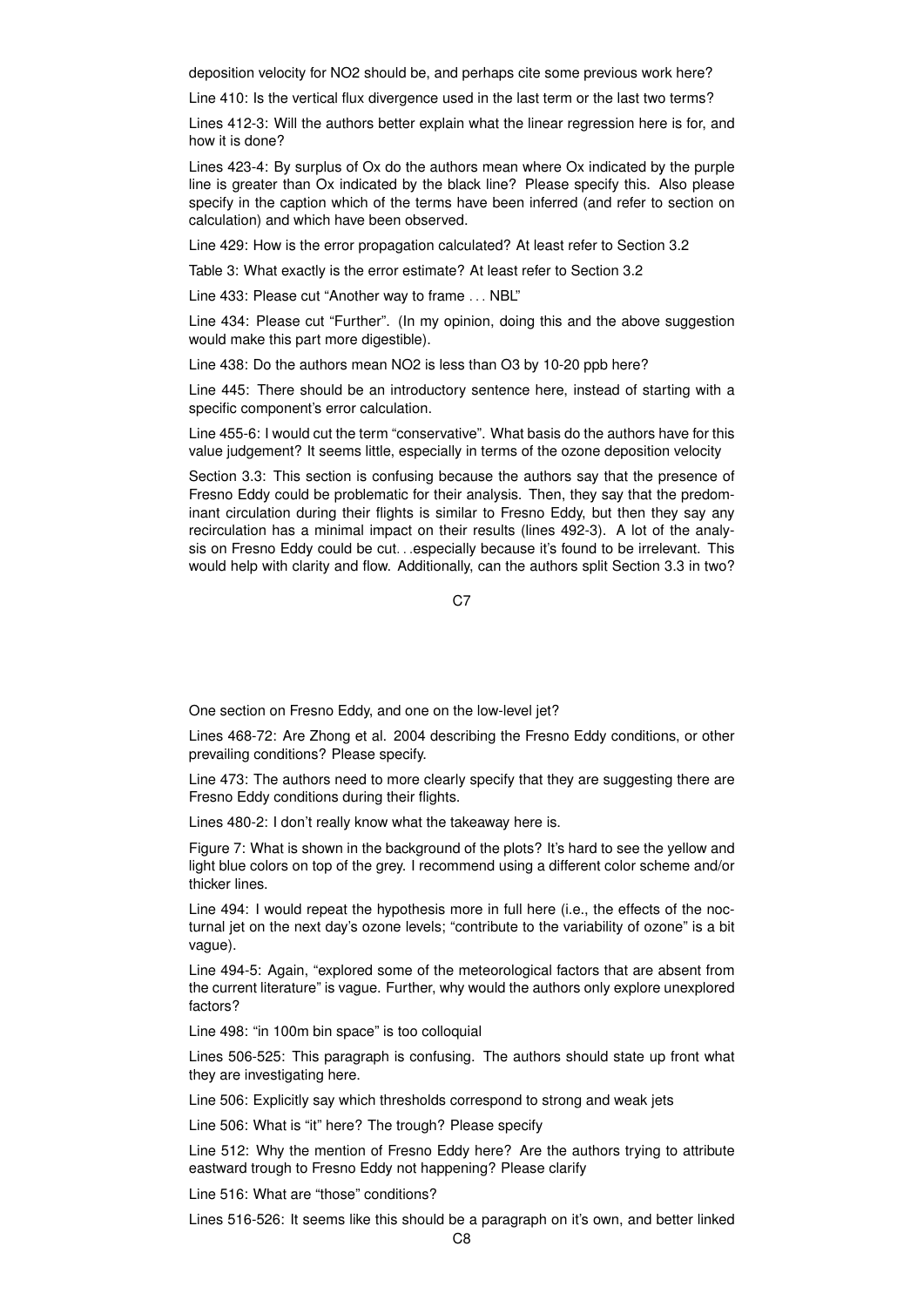deposition velocity for $NO_2$ should be, and perhaps cite some previous work here?

Line 410: Is the vertical flux divergence used in the last term or the last two terms?

Lines 412-3: Will the authors better explain what the linear regression here is for, and how it is done?

Lines 423-4: By surplus of Ox do the authors mean where Ox indicated by the purple line is greater than Ox indicated by the black line? Please specify this. Also please specify in the caption which of the terms have been inferred (and refer to section on calculation) and which have been observed.

Line 429: How is the error propagation calculated? At least refer to Section 3.2

Table 3: What exactly is the error estimate? At least refer to Section 3.2

Line 433: Please cut "Another way to frame . . . NBL"

Line 434: Please cut "Further". (In my opinion, doing this and the above suggestion would make this part more digestible).

Line 438: Do the authors mean $NO_2$ is less than $O_3$ by 10-20 ppb here?

Line 445: There should be an introductory sentence here, instead of starting with a specific component's error calculation.

Line 455-6: I would cut the term "conservative". What basis do the authors have for this value judgement? It seems little, especially in terms of the ozone deposition velocity

Section 3.3: This section is confusing because the authors say that the presence of Fresno Eddy could be problematic for their analysis. Then, they say that the predominant circulation during their flights is similar to Fresno Eddy, but then they say any recirculation has a minimal impact on their results (lines 492-3). A lot of the analysis on Fresno Eddy could be cut. . .especially because it's found to be irrelevant. This would help with clarity and flow. Additionally, can the authors split Section 3.3 in two? One section on Fresno Eddy, and one on the low-level jet?

Lines 468-72: Are Zhong et al. 2004 describing the Fresno Eddy conditions, or other prevailing conditions? Please specify.

Line 473: The authors need to more clearly specify that they are suggesting there are Fresno Eddy conditions during their flights.

Lines 480-2: I don't really know what the takeaway here is.

Figure 7: What is shown in the background of the plots? It's hard to see the yellow and light blue colors on top of the grey. I recommend using a different color scheme and/or thicker lines.

Line 494: I would repeat the hypothesis more in full here (i.e., the effects of the nocturnal jet on the next day's ozone levels; "contribute to the variability of ozone" is a bit vague).

Line 494-5: Again, "explored some of the meteorological factors that are absent from the current literature" is vague. Further, why would the authors only explore unexplored factors?

Line 498: "in 100m bin space" is too colloquial

Lines 506-525: This paragraph is confusing. The authors should state up front what they are investigating here.

Line 506: Explicitly say which thresholds correspond to strong and weak jets

Line 506: What is "it" here? The trough? Please specify

Line 512: Why the mention of Fresno Eddy here? Are the authors trying to attribute eastward trough to Fresno Eddy not happening? Please clarify

Line 516: What are "those" conditions?

Lines 516-526: It seems like this should be a paragraph on it's own, and better linked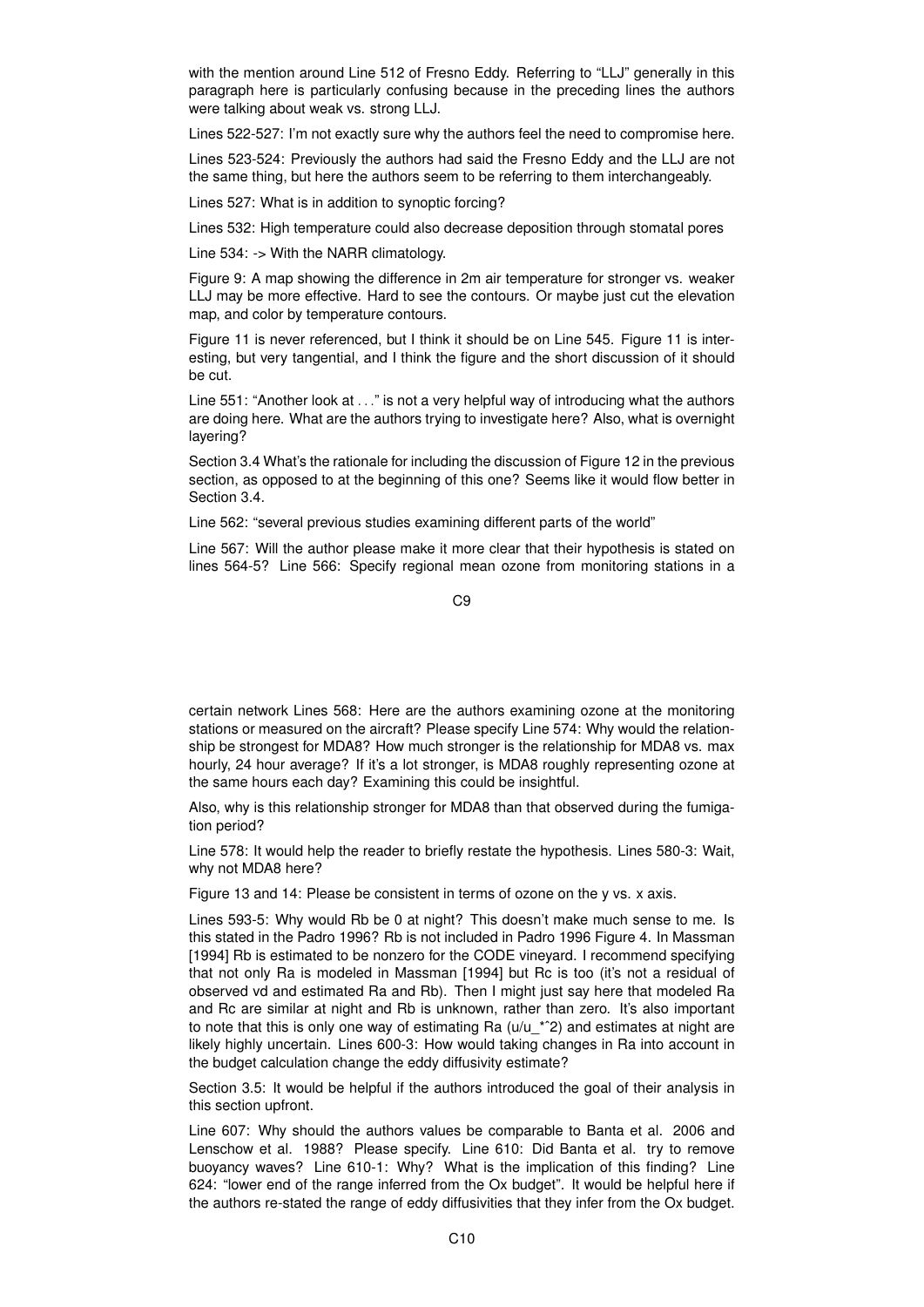with the mention around Line 512 of Fresno Eddy. Referring to "LLJ" generally in this paragraph here is particularly confusing because in the preceding lines the authors were talking about weak vs. strong LLJ.

Lines 522-527: I'm not exactly sure why the authors feel the need to compromise here.

Lines 523-524: Previously the authors had said the Fresno Eddy and the LLJ are not the same thing, but here the authors seem to be referring to them interchangeably.

Lines 527: What is in addition to synoptic forcing?

Lines 532: High temperature could also decrease deposition through stomatal pores

Line 534: -> With the NARR climatology.

Figure 9: A map showing the difference in 2m air temperature for stronger vs. weaker LLJ may be more effective. Hard to see the contours. Or maybe just cut the elevation map, and color by temperature contours.

Figure 11 is never referenced, but I think it should be on Line 545. Figure 11 is interesting, but very tangential, and I think the figure and the short discussion of it should be cut.

Line 551: "Another look at . . ." is not a very helpful way of introducing what the authors are doing here. What are the authors trying to investigate here? Also, what is overnight layering?

Section 3.4 What's the rationale for including the discussion of Figure 12 in the previous section, as opposed to at the beginning of this one? Seems like it would flow better in Section 3.4.

Line 562: "several previous studies examining different parts of the world"

Line 567: Will the author please make it more clear that their hypothesis is stated on lines 564-5? Line 566: Specify regional mean ozone from monitoring stations in a certain network Lines 568: Here are the authors examining ozone at the monitoring stations or measured on the aircraft? Please specify Line 574: Why would the relationship be strongest for MDA8? How much stronger is the relationship for MDA8 vs. max hourly, 24 hour average? If it's a lot stronger, is MDA8 roughly representing ozone at the same hours each day? Examining this could be insightful.

Also, why is this relationship stronger for MDA8 than that observed during the fumigation period?

Line 578: It would help the reader to briefly restate the hypothesis. Lines 580-3: Wait, why not MDA8 here?

Figure 13 and 14: Please be consistent in terms of ozone on the y vs. x axis.

Lines 593-5: Why would Rb be 0 at night? This doesn't make much sense to me. Is this stated in the Padro 1996? Rb is not included in Padro 1996 Figure 4. In Massman [1994] Rb is estimated to be nonzero for the CODE vineyard. I recommend specifying that not only Ra is modeled in Massman [1994] but Rc is too (it's not a residual of observed vd and estimated Ra and Rb). Then I might just say here that modeled Ra and Rc are similar at night and Rb is unknown, rather than zero. It's also important to note that this is only one way of estimating Ra ($u/u_*^2$) and estimates at night are likely highly uncertain. Lines 600-3: How would taking changes in Ra into account in the budget calculation change the eddy diffusivity estimate?

Section 3.5: It would be helpful if the authors introduced the goal of their analysis in this section upfront.

Line 607: Why should the authors values be comparable to Banta et al. 2006 and Lenschow et al. 1988? Please specify. Line 610: Did Banta et al. try to remove buoyancy waves? Line 610-1: Why? What is the implication of this finding? Line 624: "lower end of the range inferred from the Ox budget". It would be helpful here if the authors re-stated the range of eddy diffusivities that they infer from the Ox budget.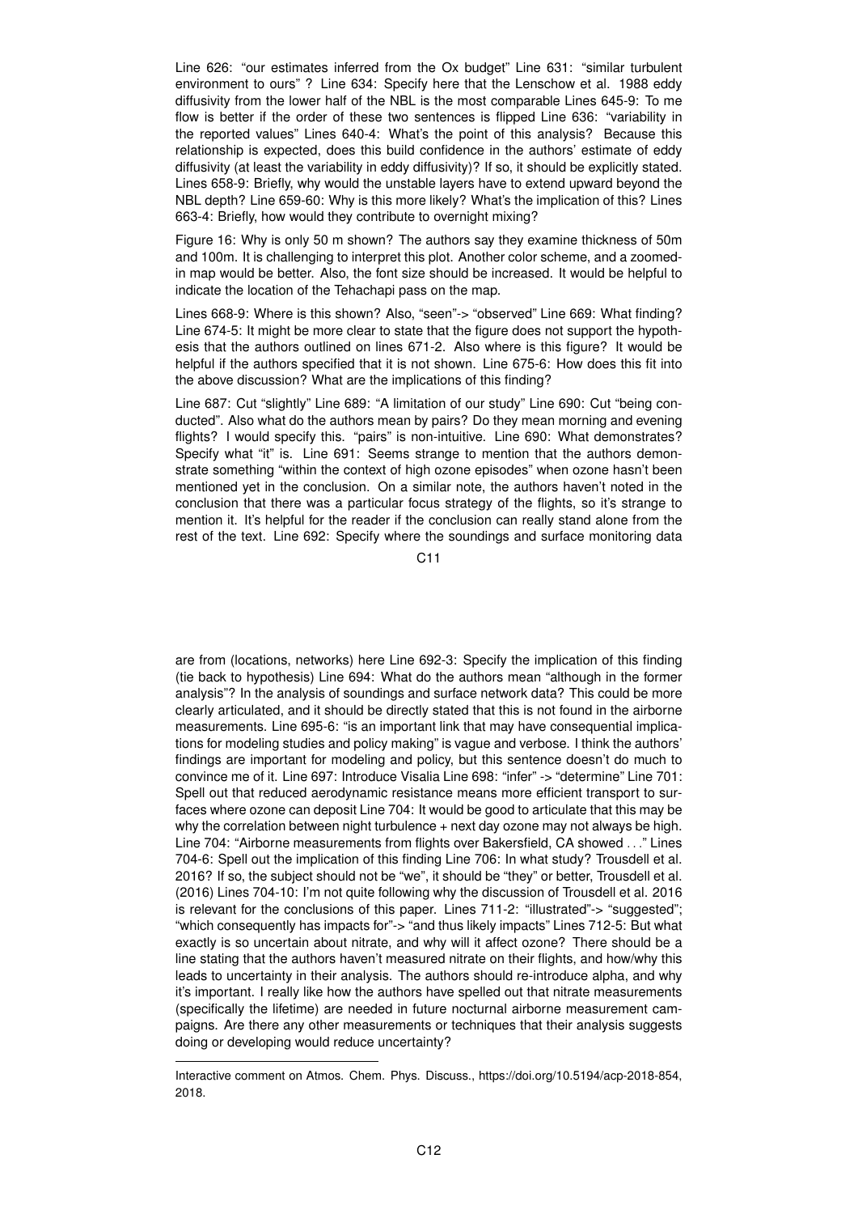Line 626: "our estimates inferred from the Ox budget" Line 631: "similar turbulent environment to ours" ? Line 634: Specify here that the Lenschow et al. 1988 eddy diffusivity from the lower half of the NBL is the most comparable Lines 645-9: To me flow is better if the order of these two sentences is flipped Line 636: "variability in the reported values" Lines 640-4: What's the point of this analysis? Because this relationship is expected, does this build confidence in the authors' estimate of eddy diffusivity (at least the variability in eddy diffusivity)? If so, it should be explicitly stated. Lines 658-9: Briefly, why would the unstable layers have to extend upward beyond the NBL depth? Line 659-60: Why is this more likely? What's the implication of this? Lines 663-4: Briefly, how would they contribute to overnight mixing?

Figure 16: Why is only 50 m shown? The authors say they examine thickness of 50m and 100m. It is challenging to interpret this plot. Another color scheme, and a zoomed-in map would be better. Also, the font size should be increased. It would be helpful to indicate the location of the Tehachapi pass on the map.

Lines 668-9: Where is this shown? Also, "seen"-> "observed" Line 669: What finding? Line 674-5: It might be more clear to state that the figure does not support the hypothesis that the authors outlined on lines 671-2. Also where is this figure? It would be helpful if the authors specified that it is not shown. Line 675-6: How does this fit into the above discussion? What are the implications of this finding?

Line 687: Cut "slightly" Line 689: "A limitation of our study" Line 690: Cut "being conducted". Also what do the authors mean by pairs? Do they mean morning and evening flights? I would specify this. "pairs" is non-intuitive. Line 690: What demonstrates? Specify what "it" is. Line 691: Seems strange to mention that the authors demonstrate something "within the context of high ozone episodes" when ozone hasn't been mentioned yet in the conclusion. On a similar note, the authors haven't noted in the conclusion that there was a particular focus strategy of the flights, so it's strange to mention it. It's helpful for the reader if the conclusion can really stand alone from the rest of the text. Line 692: Specify where the soundings and surface monitoring data are from (locations, networks) here Line 692-3: Specify the implication of this finding (tie back to hypothesis) Line 694: What do the authors mean "although in the former analysis"? In the analysis of soundings and surface network data? This could be more clearly articulated, and it should be directly stated that this is not found in the airborne measurements. Line 695-6: "is an important link that may have consequential implications for modeling studies and policy making" is vague and verbose. I think the authors' findings are important for modeling and policy, but this sentence doesn't do much to convince me of it. Line 697: Introduce Visalia Line 698: "infer" -> "determine" Line 701: Spell out that reduced aerodynamic resistance means more efficient transport to surfaces where ozone can deposit Line 704: It would be good to articulate that this may be why the correlation between night turbulence + next day ozone may not always be high. Line 704: "Airborne measurements from flights over Bakersfield, CA showed . . ." Lines 704-6: Spell out the implication of this finding Line 706: In what study? Trousdell et al. 2016? If so, the subject should not be "we", it should be "they" or better, Trousdell et al. (2016) Lines 704-10: I'm not quite following why the discussion of Trousdell et al. 2016 is relevant for the conclusions of this paper. Lines 711-2: "illustrated"-> "suggested"; "which consequently has impacts for"-> "and thus likely impacts" Lines 712-5: But what exactly is so uncertain about nitrate, and why will it affect ozone? There should be a line stating that the authors haven't measured nitrate on their flights, and how/why this leads to uncertainty in their analysis. The authors should re-introduce alpha, and why it's important. I really like how the authors have spelled out that nitrate measurements (specifically the lifetime) are needed in future nocturnal airborne measurement campaigns. Are there any other measurements or techniques that their analysis suggests doing or developing would reduce uncertainty?

---

Interactive comment on Atmos. Chem. Phys. Discuss., https://doi.org/10.5194/acp-2018-854, 2018.